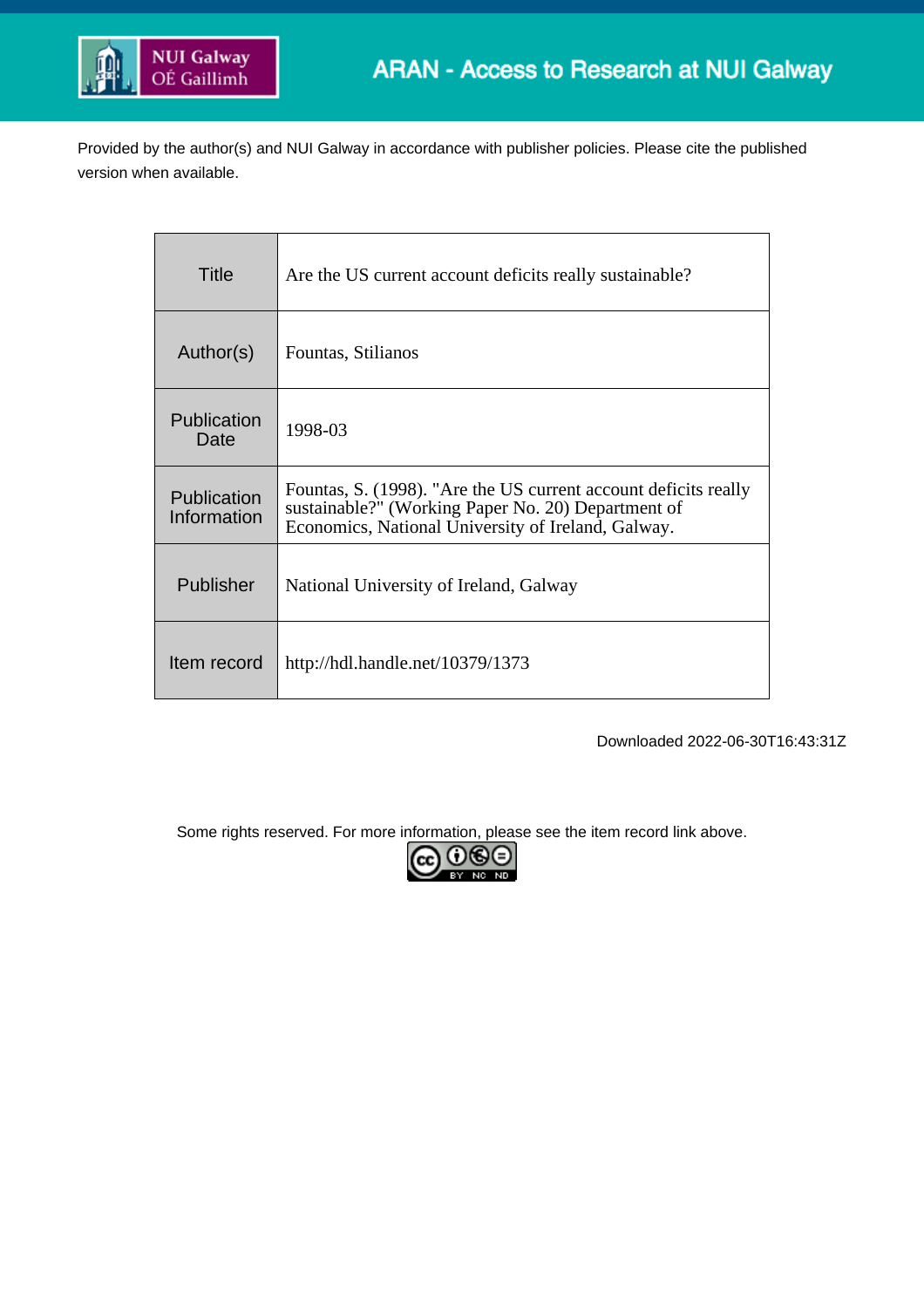NUI Galway
OÉ Gaillimh

ARAN - Access to Research at NUI Galway

Provided by the author(s) and NUI Galway in accordance with publisher policies. Please cite the published version when available.

| | |
|---|---|
| Title | Are the US current account deficits really sustainable? |
| Author(s) | Fountas, Stilianos |
| Publication Date | 1998-03 |
| Publication Information | Fountas, S. (1998). "Are the US current account deficits really sustainable?" (Working Paper No. 20) Department of Economics, National University of Ireland, Galway. |
| Publisher | National University of Ireland, Galway |
| Item record | http://hdl.handle.net/10379/1373 |

Downloaded 2022-06-30T16:43:31Z

Some rights reserved. For more information, please see the item record link above.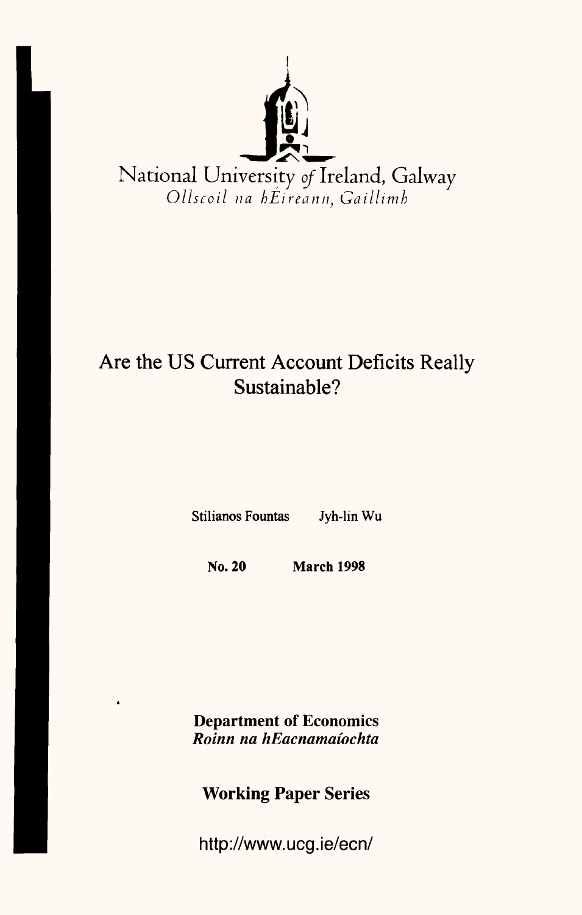National University *of* Ireland, Galway

*Ollscoil na hÉireann, Gaillimh*

# Are the US Current Account Deficits Really Sustainable?

Stilianos Fountas Jyh-lin Wu

**No. 20 March 1998**

**Department of Economics**

***Roinn na hEacnamaíochta***

## Working Paper Series

http://www.ucg.ie/ecn/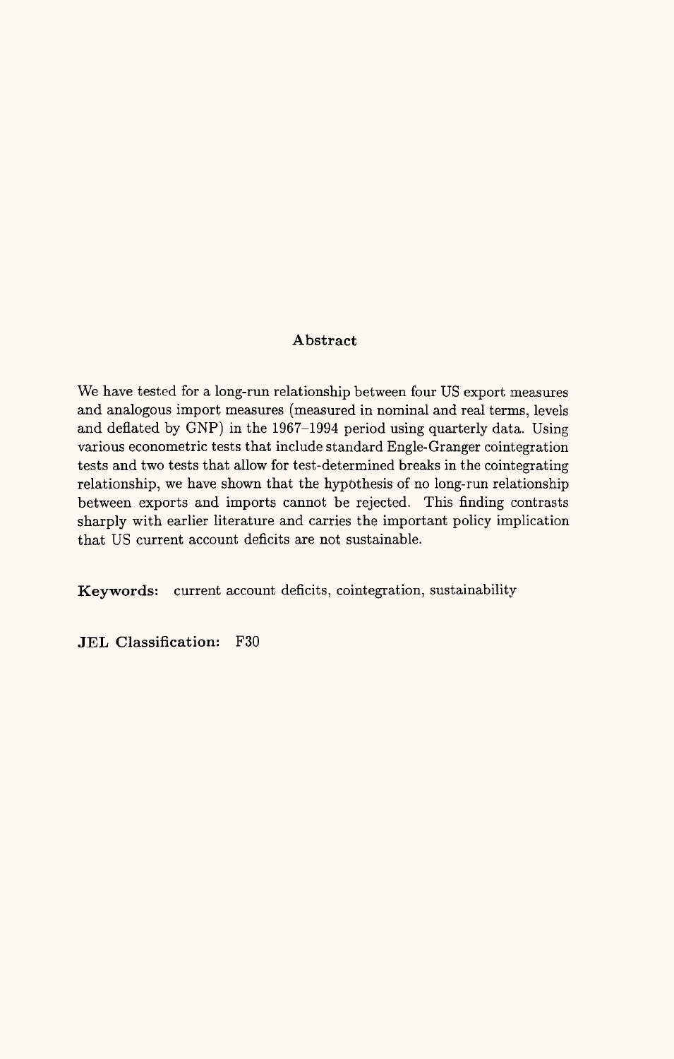## Abstract

We have tested for a long-run relationship between four US export measures and analogous import measures (measured in nominal and real terms, levels and deflated by GNP) in the 1967–1994 period using quarterly data. Using various econometric tests that include standard Engle-Granger cointegration tests and two tests that allow for test-determined breaks in the cointegrating relationship, we have shown that the hypothesis of no long-run relationship between exports and imports cannot be rejected. This finding contrasts sharply with earlier literature and carries the important policy implication that US current account deficits are not sustainable.

**Keywords:** current account deficits, cointegration, sustainability

**JEL Classification:** F30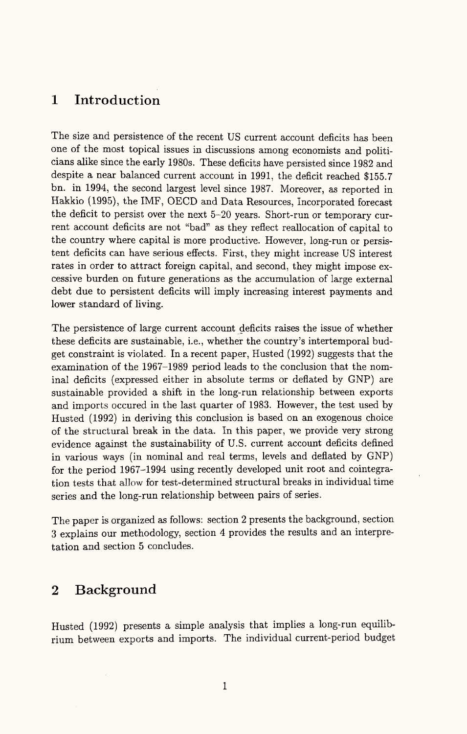## 1 Introduction

The size and persistence of the recent US current account deficits has been one of the most topical issues in discussions among economists and politicians alike since the early 1980s. These deficits have persisted since 1982 and despite a near balanced current account in 1991, the deficit reached \$155.7 bn. in 1994, the second largest level since 1987. Moreover, as reported in Hakkio (1995), the IMF, OECD and Data Resources, Incorporated forecast the deficit to persist over the next 5–20 years. Short-run or temporary current account deficits are not "bad" as they reflect reallocation of capital to the country where capital is more productive. However, long-run or persistent deficits can have serious effects. First, they might increase US interest rates in order to attract foreign capital, and second, they might impose excessive burden on future generations as the accumulation of large external debt due to persistent deficits will imply increasing interest payments and lower standard of living.

The persistence of large current account deficits raises the issue of whether these deficits are sustainable, i.e., whether the country's intertemporal budget constraint is violated. In a recent paper, Husted (1992) suggests that the examination of the 1967–1989 period leads to the conclusion that the nominal deficits (expressed either in absolute terms or deflated by GNP) are sustainable provided a shift in the long-run relationship between exports and imports occured in the last quarter of 1983. However, the test used by Husted (1992) in deriving this conclusion is based on an exogenous choice of the structural break in the data. In this paper, we provide very strong evidence against the sustainability of U.S. current account deficits defined in various ways (in nominal and real terms, levels and deflated by GNP) for the period 1967–1994 using recently developed unit root and cointegration tests that allow for test-determined structural breaks in individual time series and the long-run relationship between pairs of series.

The paper is organized as follows: section 2 presents the background, section 3 explains our methodology, section 4 provides the results and an interpretation and section 5 concludes.

## 2 Background

Husted (1992) presents a simple analysis that implies a long-run equilibrium between exports and imports. The individual current-period budget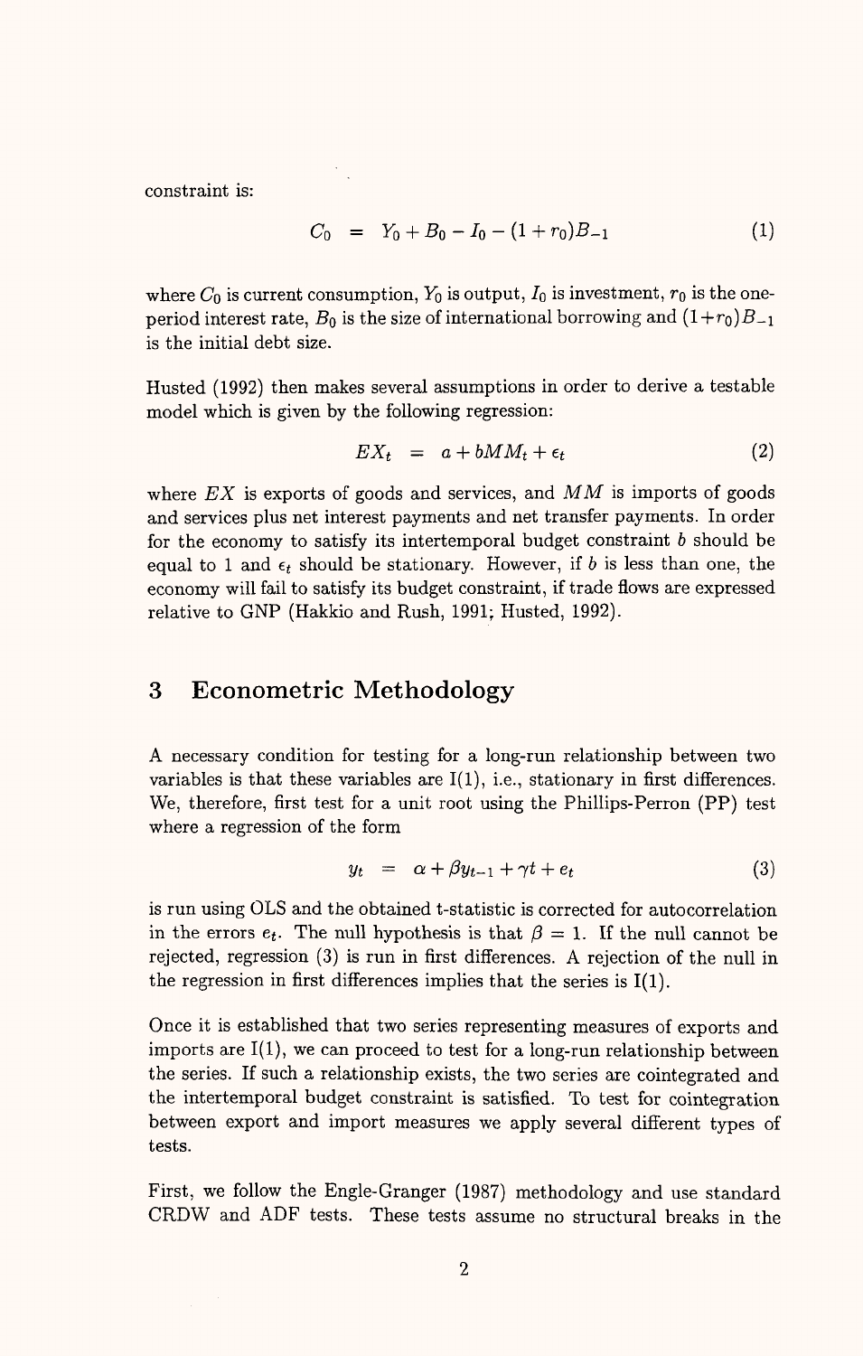constraint is:

$$C_0 = Y_0 + B_0 - I_0 - (1 + r_0)B_{-1} \tag{1}$$

where $C_0$ is current consumption, $Y_0$ is output, $I_0$ is investment, $r_0$ is the one-period interest rate, $B_0$ is the size of international borrowing and $(1+r_0)B_{-1}$ is the initial debt size.

Husted (1992) then makes several assumptions in order to derive a testable model which is given by the following regression:

$$EX_t = a + bMM_t + \epsilon_t \tag{2}$$

where $EX$ is exports of goods and services, and $MM$ is imports of goods and services plus net interest payments and net transfer payments. In order for the economy to satisfy its intertemporal budget constraint $b$ should be equal to 1 and $\epsilon_t$ should be stationary. However, if $b$ is less than one, the economy will fail to satisfy its budget constraint, if trade flows are expressed relative to GNP (Hakkio and Rush, 1991; Husted, 1992).

# 3 Econometric Methodology

A necessary condition for testing for a long-run relationship between two variables is that these variables are I(1), i.e., stationary in first differences. We, therefore, first test for a unit root using the Phillips-Perron (PP) test where a regression of the form

$$y_t = \alpha + \beta y_{t-1} + \gamma t + e_t \tag{3}$$

is run using OLS and the obtained t-statistic is corrected for autocorrelation in the errors $e_t$. The null hypothesis is that $\beta = 1$. If the null cannot be rejected, regression (3) is run in first differences. A rejection of the null in the regression in first differences implies that the series is I(1).

Once it is established that two series representing measures of exports and imports are I(1), we can proceed to test for a long-run relationship between the series. If such a relationship exists, the two series are cointegrated and the intertemporal budget constraint is satisfied. To test for cointegration between export and import measures we apply several different types of tests.

First, we follow the Engle-Granger (1987) methodology and use standard CRDW and ADF tests. These tests assume no structural breaks in the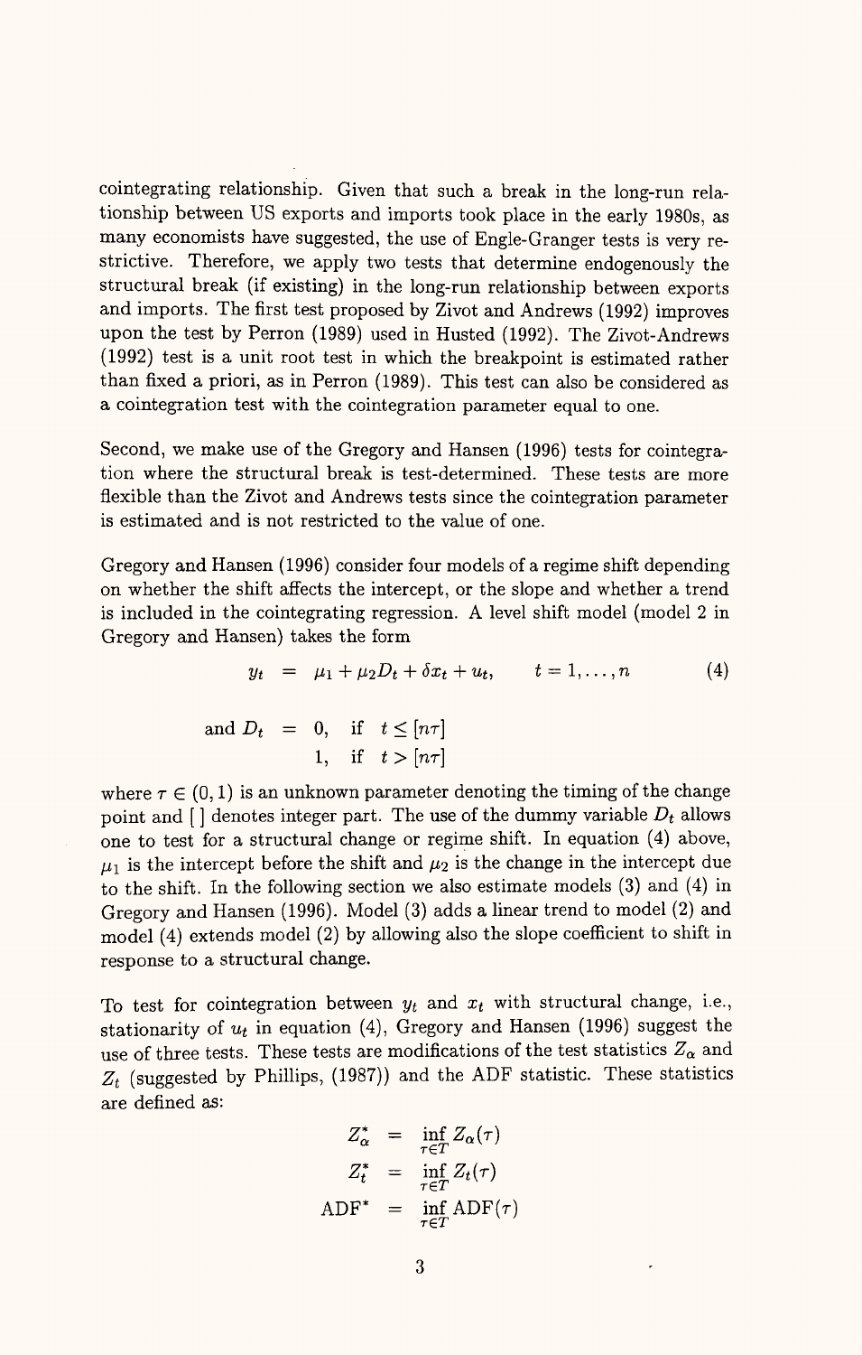cointegrating relationship. Given that such a break in the long-run relationship between US exports and imports took place in the early 1980s, as many economists have suggested, the use of Engle-Granger tests is very restrictive. Therefore, we apply two tests that determine endogenously the structural break (if existing) in the long-run relationship between exports and imports. The first test proposed by Zivot and Andrews (1992) improves upon the test by Perron (1989) used in Husted (1992). The Zivot-Andrews (1992) test is a unit root test in which the breakpoint is estimated rather than fixed a priori, as in Perron (1989). This test can also be considered as a cointegration test with the cointegration parameter equal to one.

Second, we make use of the Gregory and Hansen (1996) tests for cointegration where the structural break is test-determined. These tests are more flexible than the Zivot and Andrews tests since the cointegration parameter is estimated and is not restricted to the value of one.

Gregory and Hansen (1996) consider four models of a regime shift depending on whether the shift affects the intercept, or the slope and whether a trend is included in the cointegrating regression. A level shift model (model 2 in Gregory and Hansen) takes the form

$$y_t = \mu_1 + \mu_2 D_t + \delta x_t + u_t, \qquad t = 1, \dots, n \tag{4}$$

$$\text{and } D_t = \begin{cases} 0, & \text{if } t \leq [n\tau] \\ 1, & \text{if } t > [n\tau] \end{cases}$$

where $\tau \in (0, 1)$ is an unknown parameter denoting the timing of the change point and [ ] denotes integer part. The use of the dummy variable $D_t$ allows one to test for a structural change or regime shift. In equation (4) above, $\mu_1$ is the intercept before the shift and $\mu_2$ is the change in the intercept due to the shift. In the following section we also estimate models (3) and (4) in Gregory and Hansen (1996). Model (3) adds a linear trend to model (2) and model (4) extends model (2) by allowing also the slope coefficient to shift in response to a structural change.

To test for cointegration between $y_t$ and $x_t$ with structural change, i.e., stationarity of $u_t$ in equation (4), Gregory and Hansen (1996) suggest the use of three tests. These tests are modifications of the test statistics $Z_\alpha$ and $Z_t$ (suggested by Phillips, (1987)) and the ADF statistic. These statistics are defined as:

$$\begin{aligned} Z_\alpha^* &= \inf_{\tau \in T} Z_\alpha(\tau) \\ Z_t^* &= \inf_{\tau \in T} Z_t(\tau) \\ \text{ADF}^* &= \inf_{\tau \in T} \text{ADF}(\tau) \end{aligned}$$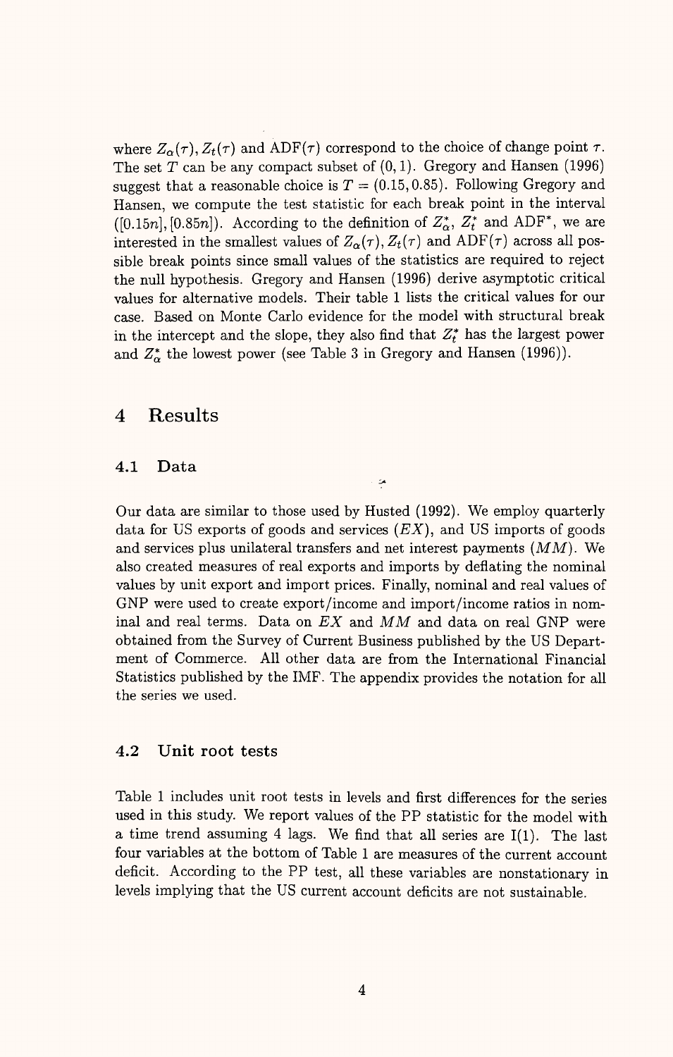where $Z_\alpha(\tau), Z_t(\tau)$ and $\text{ADF}(\tau)$ correspond to the choice of change point $\tau$. The set $T$ can be any compact subset of $(0, 1)$. Gregory and Hansen (1996) suggest that a reasonable choice is $T = (0.15, 0.85)$. Following Gregory and Hansen, we compute the test statistic for each break point in the interval $([0.15n], [0.85n])$. According to the definition of $Z_\alpha^*$, $Z_t^*$ and $\text{ADF}^*$, we are interested in the smallest values of $Z_\alpha(\tau), Z_t(\tau)$ and $\text{ADF}(\tau)$ across all possible break points since small values of the statistics are required to reject the null hypothesis. Gregory and Hansen (1996) derive asymptotic critical values for alternative models. Their table 1 lists the critical values for our case. Based on Monte Carlo evidence for the model with structural break in the intercept and the slope, they also find that $Z_t^*$ has the largest power and $Z_\alpha^*$ the lowest power (see Table 3 in Gregory and Hansen (1996)).

# 4 Results

## 4.1 Data

Our data are similar to those used by Husted (1992). We employ quarterly data for US exports of goods and services ($EX$), and US imports of goods and services plus unilateral transfers and net interest payments ($MM$). We also created measures of real exports and imports by deflating the nominal values by unit export and import prices. Finally, nominal and real values of GNP were used to create export/income and import/income ratios in nominal and real terms. Data on $EX$ and $MM$ and data on real GNP were obtained from the Survey of Current Business published by the US Department of Commerce. All other data are from the International Financial Statistics published by the IMF. The appendix provides the notation for all the series we used.

## 4.2 Unit root tests

Table 1 includes unit root tests in levels and first differences for the series used in this study. We report values of the PP statistic for the model with a time trend assuming 4 lags. We find that all series are I(1). The last four variables at the bottom of Table 1 are measures of the current account deficit. According to the PP test, all these variables are nonstationary in levels implying that the US current account deficits are not sustainable.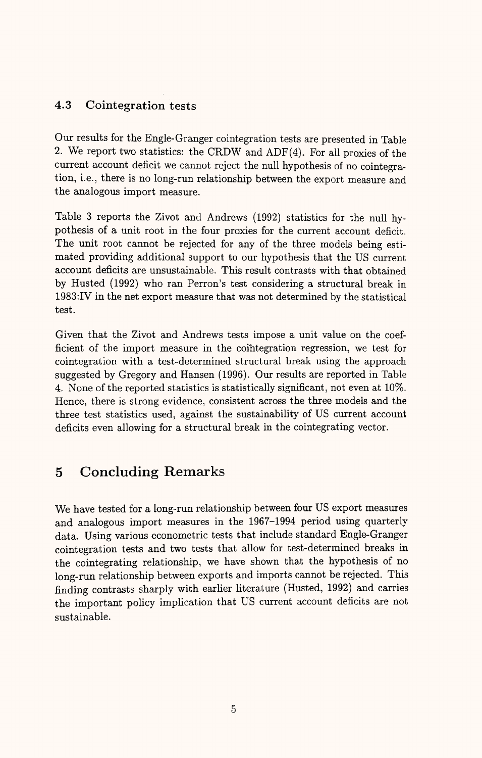### 4.3 Cointegration tests

Our results for the Engle-Granger cointegration tests are presented in Table 2. We report two statistics: the CRDW and ADF(4). For all proxies of the current account deficit we cannot reject the null hypothesis of no cointegration, i.e., there is no long-run relationship between the export measure and the analogous import measure.

Table 3 reports the Zivot and Andrews (1992) statistics for the null hypothesis of a unit root in the four proxies for the current account deficit. The unit root cannot be rejected for any of the three models being estimated providing additional support to our hypothesis that the US current account deficits are unsustainable. This result contrasts with that obtained by Husted (1992) who ran Perron's test considering a structural break in 1983:IV in the net export measure that was not determined by the statistical test.

Given that the Zivot and Andrews tests impose a unit value on the coefficient of the import measure in the cointegration regression, we test for cointegration with a test-determined structural break using the approach suggested by Gregory and Hansen (1996). Our results are reported in Table 4. None of the reported statistics is statistically significant, not even at 10%. Hence, there is strong evidence, consistent across the three models and the three test statistics used, against the sustainability of US current account deficits even allowing for a structural break in the cointegrating vector.

## 5 Concluding Remarks

We have tested for a long-run relationship between four US export measures and analogous import measures in the 1967–1994 period using quarterly data. Using various econometric tests that include standard Engle-Granger cointegration tests and two tests that allow for test-determined breaks in the cointegrating relationship, we have shown that the hypothesis of no long-run relationship between exports and imports cannot be rejected. This finding contrasts sharply with earlier literature (Husted, 1992) and carries the important policy implication that US current account deficits are not sustainable.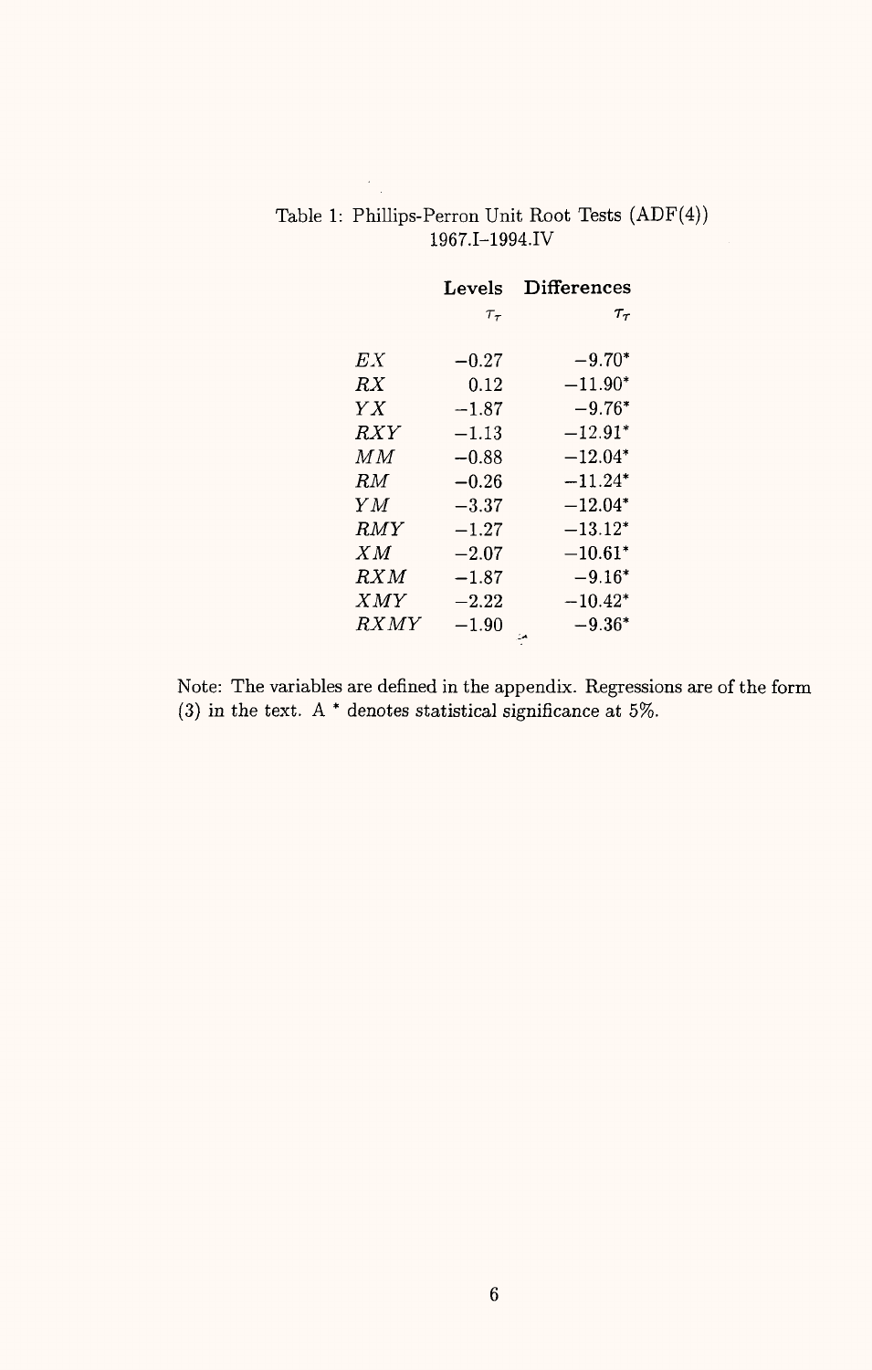Table 1: Phillips-Perron Unit Root Tests (ADF(4))
1967.I–1994.IV

| | Levels | Differences |
|---|---|---|
| | $\tau_\tau$ | $\tau_\tau$ |
| $EX$ | −0.27 | −9.70* |
| $RX$ | 0.12 | −11.90* |
| $YX$ | −1.87 | −9.76* |
| $RXY$ | −1.13 | −12.91* |
| $MM$ | −0.88 | −12.04* |
| $RM$ | −0.26 | −11.24* |
| $YM$ | −3.37 | −12.04* |
| $RMY$ | −1.27 | −13.12* |
| $XM$ | −2.07 | −10.61* |
| $RXM$ | −1.87 | −9.16* |
| $XMY$ | −2.22 | −10.42* |
| $RXMY$ | −1.90 | −9.36* |

Note: The variables are defined in the appendix. Regressions are of the form (3) in the text. A * denotes statistical significance at 5%.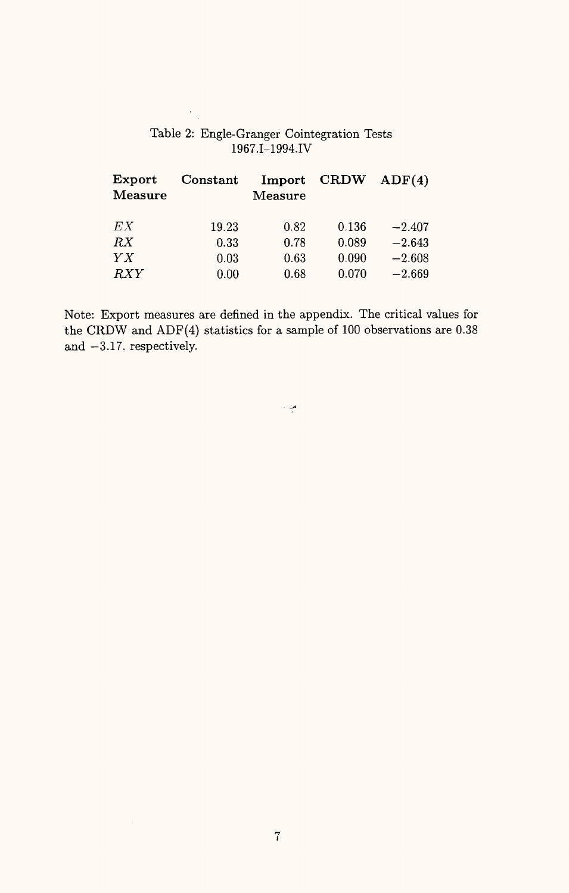Table 2: Engle-Granger Cointegration Tests
1967.I–1994.IV

| Export Measure | Constant | Import Measure | CRDW | ADF(4) |
|---|---|---|---|---|
| $EX$ | 19.23 | 0.82 | 0.136 | −2.407 |
| $RX$ | 0.33 | 0.78 | 0.089 | −2.643 |
| $YX$ | 0.03 | 0.63 | 0.090 | −2.608 |
| $RXY$ | 0.00 | 0.68 | 0.070 | −2.669 |

Note: Export measures are defined in the appendix. The critical values for the CRDW and ADF(4) statistics for a sample of 100 observations are 0.38 and −3.17, respectively.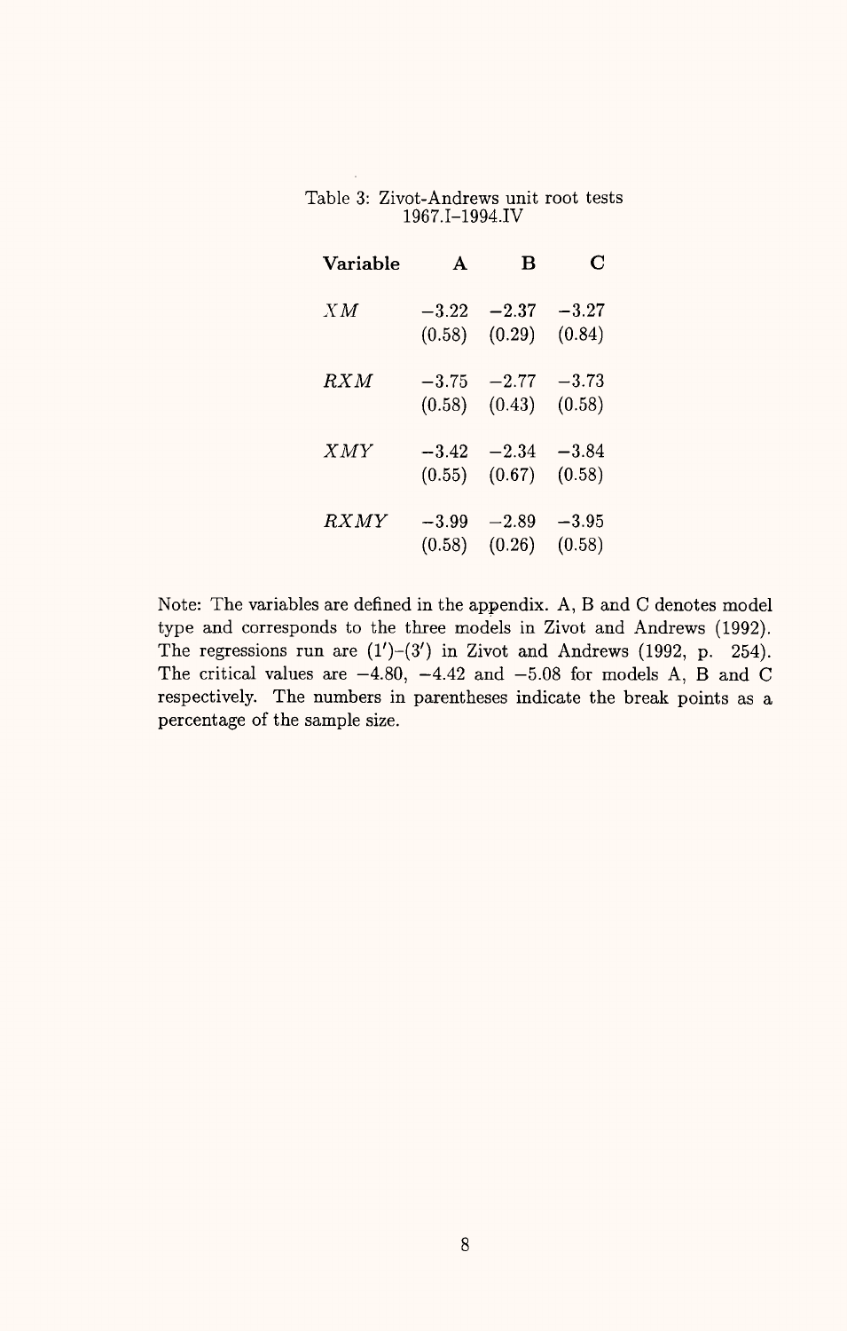Table 3: Zivot-Andrews unit root tests
1967.I–1994.IV

| **Variable** | **A** | **B** | **C** |
|---|---|---|---|
| $XM$ | $-3.22$ | $-2.37$ | $-3.27$ |
| | (0.58) | (0.29) | (0.84) |
| $RXM$ | $-3.75$ | $-2.77$ | $-3.73$ |
| | (0.58) | (0.43) | (0.58) |
| $XMY$ | $-3.42$ | $-2.34$ | $-3.84$ |
| | (0.55) | (0.67) | (0.58) |
| $RXMY$ | $-3.99$ | $-2.89$ | $-3.95$ |
| | (0.58) | (0.26) | (0.58) |

Note: The variables are defined in the appendix. A, B and C denotes model type and corresponds to the three models in Zivot and Andrews (1992). The regressions run are (1′)–(3′) in Zivot and Andrews (1992, p. 254). The critical values are $-4.80$, $-4.42$ and $-5.08$ for models A, B and C respectively. The numbers in parentheses indicate the break points as a percentage of the sample size.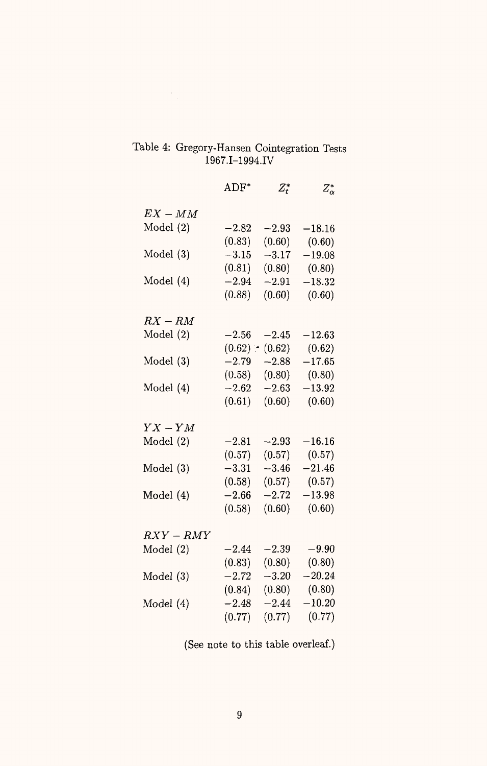Table 4: Gregory-Hansen Cointegration Tests
1967.I–1994.IV

| | ADF* | $Z_t^*$ | $Z_\alpha^*$ |
|---|---|---|---|
| $EX - MM$ | | | |
| Model (2) | −2.82 | −2.93 | −18.16 |
| | (0.83) | (0.60) | (0.60) |
| Model (3) | −3.15 | −3.17 | −19.08 |
| | (0.81) | (0.80) | (0.80) |
| Model (4) | −2.94 | −2.91 | −18.32 |
| | (0.88) | (0.60) | (0.60) |
| $RX - RM$ | | | |
| Model (2) | −2.56 | −2.45 | −12.63 |
| | (0.62) | (0.62) | (0.62) |
| Model (3) | −2.79 | −2.88 | −17.65 |
| | (0.58) | (0.80) | (0.80) |
| Model (4) | −2.62 | −2.63 | −13.92 |
| | (0.61) | (0.60) | (0.60) |
| $YX - YM$ | | | |
| Model (2) | −2.81 | −2.93 | −16.16 |
| | (0.57) | (0.57) | (0.57) |
| Model (3) | −3.31 | −3.46 | −21.46 |
| | (0.58) | (0.57) | (0.57) |
| Model (4) | −2.66 | −2.72 | −13.98 |
| | (0.58) | (0.60) | (0.60) |
| $RXY - RMY$ | | | |
| Model (2) | −2.44 | −2.39 | −9.90 |
| | (0.83) | (0.80) | (0.80) |
| Model (3) | −2.72 | −3.20 | −20.24 |
| | (0.84) | (0.80) | (0.80) |
| Model (4) | −2.48 | −2.44 | −10.20 |
| | (0.77) | (0.77) | (0.77) |

(See note to this table overleaf.)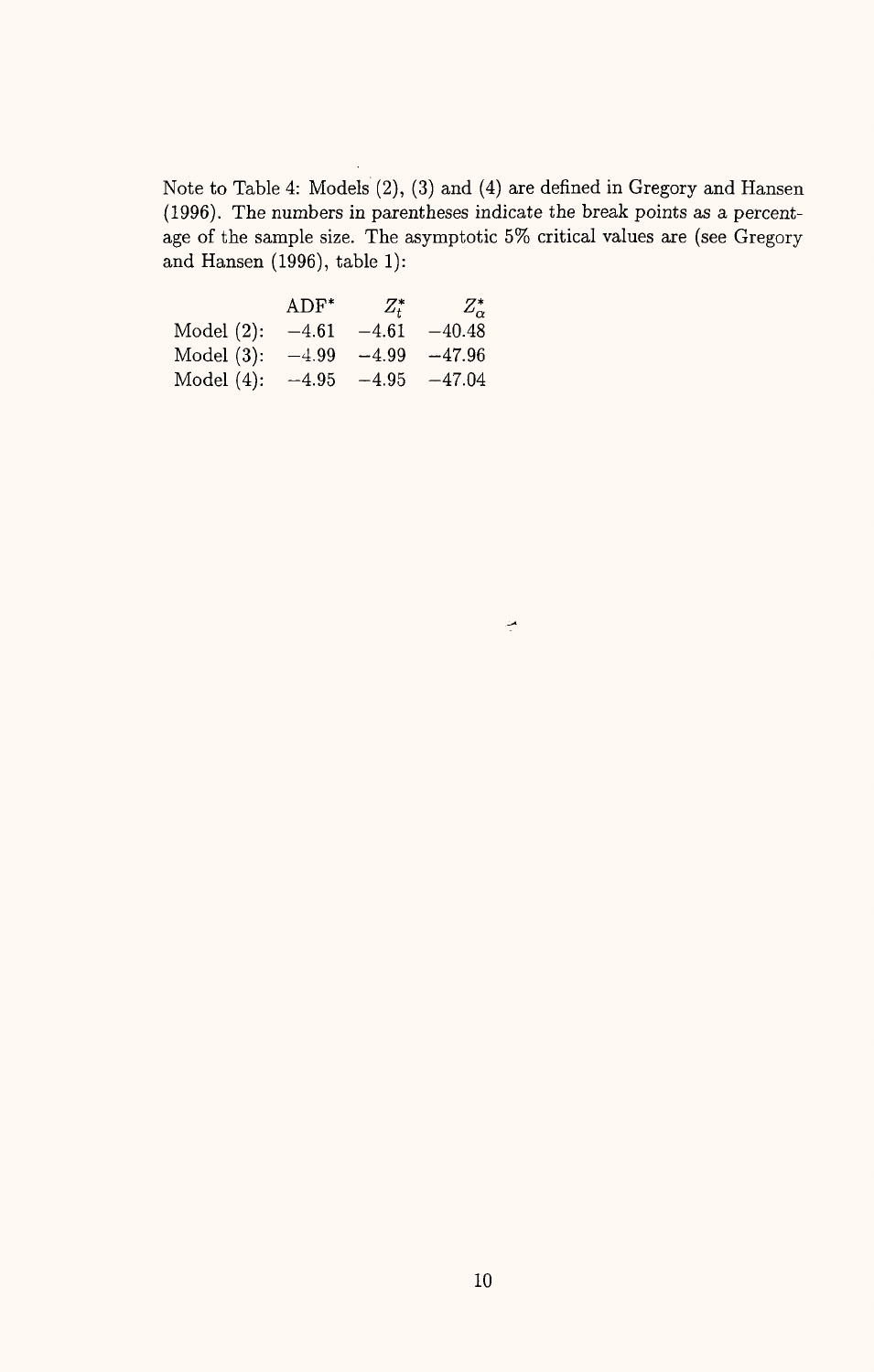Note to Table 4: Models (2), (3) and (4) are defined in Gregory and Hansen (1996). The numbers in parentheses indicate the break points as a percentage of the sample size. The asymptotic 5% critical values are (see Gregory and Hansen (1996), table 1):

| | $ADF^*$ | $Z_t^*$ | $Z_\alpha^*$ |
|---|---|---|---|
| Model (2): | −4.61 | −4.61 | −40.48 |
| Model (3): | −4.99 | −4.99 | −47.96 |
| Model (4): | −4.95 | −4.95 | −47.04 |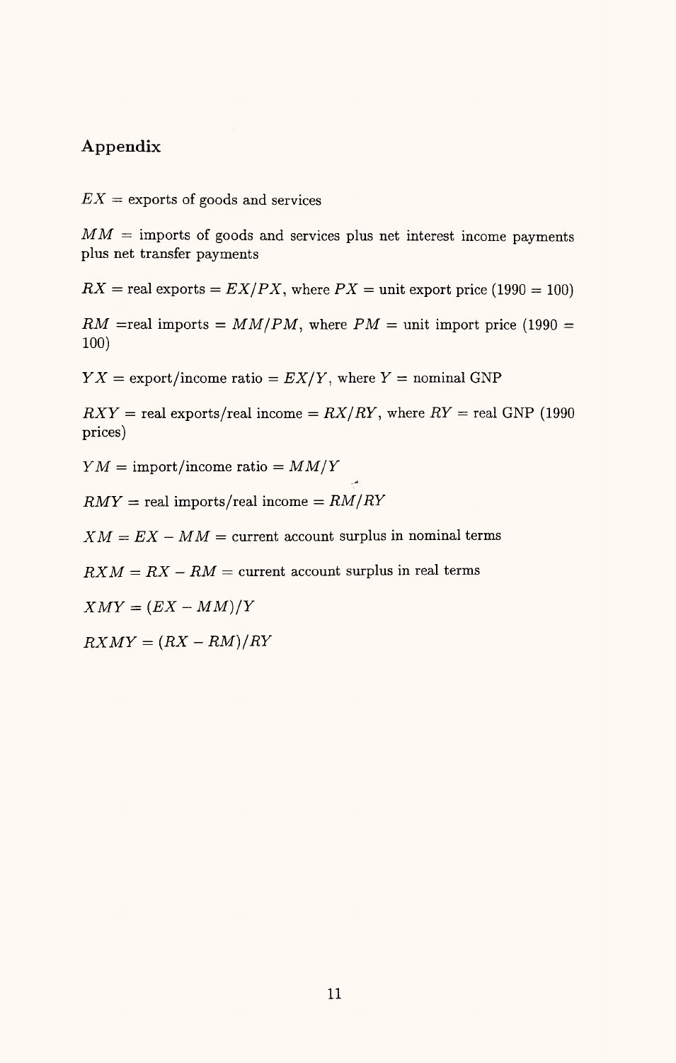## Appendix

$EX$ = exports of goods and services

$MM$ = imports of goods and services plus net interest income payments plus net transfer payments

$RX$ = real exports = $EX/PX$, where $PX$ = unit export price (1990 = 100)

$RM$ =real imports = $MM/PM$, where $PM$ = unit import price (1990 = 100)

$YX$ = export/income ratio = $EX/Y$, where $Y$ = nominal GNP

$RXY$ = real exports/real income = $RX/RY$, where $RY$ = real GNP (1990 prices)

$YM$ = import/income ratio = $MM/Y$

$RMY$ = real imports/real income = $RM/RY$

$XM = EX - MM$ = current account surplus in nominal terms

$RXM = RX - RM$ = current account surplus in real terms

$XMY = (EX - MM)/Y$

$RXMY = (RX - RM)/RY$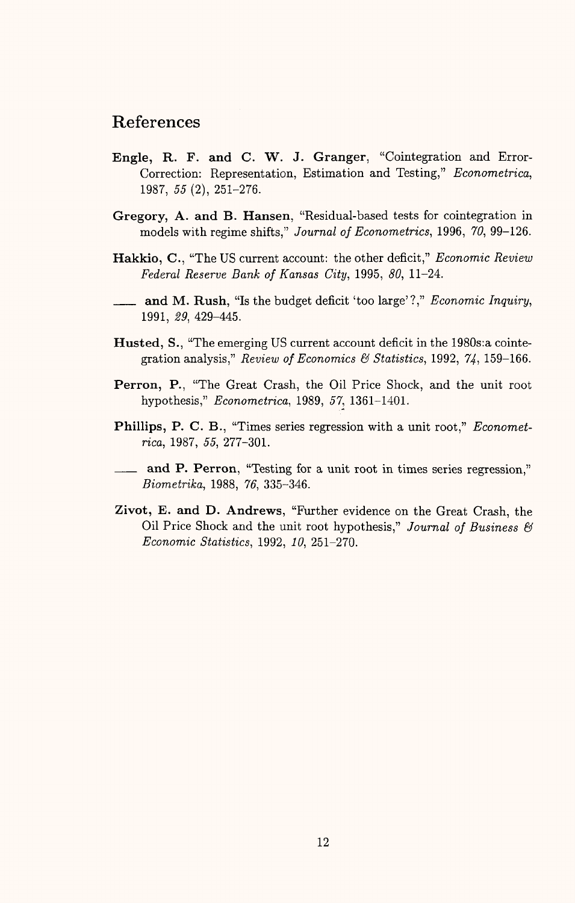## References

**Engle, R. F. and C. W. J. Granger**, "Cointegration and Error-Correction: Representation, Estimation and Testing," *Econometrica*, 1987, *55* (2), 251–276.

**Gregory, A. and B. Hansen**, "Residual-based tests for cointegration in models with regime shifts," *Journal of Econometrics*, 1996, *70*, 99–126.

**Hakkio, C.**, "The US current account: the other deficit," *Economic Review Federal Reserve Bank of Kansas City*, 1995, *80*, 11–24.

**—— and M. Rush**, "Is the budget deficit 'too large'?," *Economic Inquiry*, 1991, *29*, 429–445.

**Husted, S.**, "The emerging US current account deficit in the 1980s:a cointegration analysis," *Review of Economics & Statistics*, 1992, *74*, 159–166.

**Perron, P.**, "The Great Crash, the Oil Price Shock, and the unit root hypothesis," *Econometrica*, 1989, *57*, 1361–1401.

**Phillips, P. C. B.**, "Times series regression with a unit root," *Econometrica*, 1987, *55*, 277–301.

**—— and P. Perron**, "Testing for a unit root in times series regression," *Biometrika*, 1988, *76*, 335–346.

**Zivot, E. and D. Andrews**, "Further evidence on the Great Crash, the Oil Price Shock and the unit root hypothesis," *Journal of Business & Economic Statistics*, 1992, *10*, 251–270.